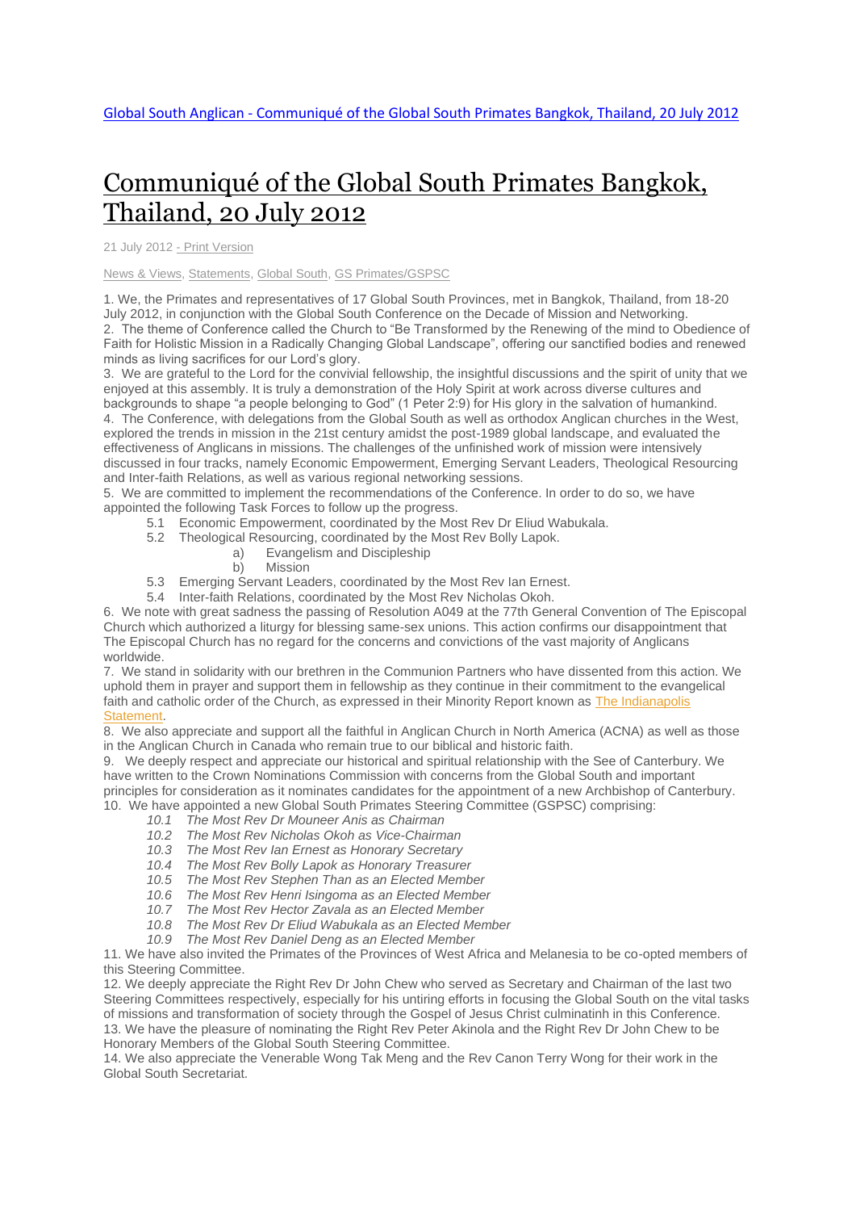[Global South Anglican - Communiqué of the Global South Primates Bangkok, Thailand, 20 July 2012]

# Communiqué of the Global South Primates Bangkok, Thailand, 20 July 2012

21 July 2012 - Print Version

News & Views, Statements, Global South, GS Primates/GSPSC

1. We, the Primates and representatives of 17 Global South Provinces, met in Bangkok, Thailand, from 18-20 July 2012, in conjunction with the Global South Conference on the Decade of Mission and Networking.
2. The theme of Conference called the Church to "Be Transformed by the Renewing of the mind to Obedience of Faith for Holistic Mission in a Radically Changing Global Landscape", offering our sanctified bodies and renewed minds as living sacrifices for our Lord's glory.
3. We are grateful to the Lord for the convivial fellowship, the insightful discussions and the spirit of unity that we enjoyed at this assembly. It is truly a demonstration of the Holy Spirit at work across diverse cultures and backgrounds to shape "a people belonging to God" (1 Peter 2:9) for His glory in the salvation of humankind.
4. The Conference, with delegations from the Global South as well as orthodox Anglican churches in the West, explored the trends in mission in the 21st century amidst the post-1989 global landscape, and evaluated the effectiveness of Anglicans in missions. The challenges of the unfinished work of mission were intensively discussed in four tracks, namely Economic Empowerment, Emerging Servant Leaders, Theological Resourcing and Inter-faith Relations, as well as various regional networking sessions.
5. We are committed to implement the recommendations of the Conference. In order to do so, we have appointed the following Task Forces to follow up the progress.
   - 5.1 Economic Empowerment, coordinated by the Most Rev Dr Eliud Wabukala.
   - 5.2 Theological Resourcing, coordinated by the Most Rev Bolly Lapok.
     - a) Evangelism and Discipleship
     - b) Mission
   - 5.3 Emerging Servant Leaders, coordinated by the Most Rev Ian Ernest.
   - 5.4 Inter-faith Relations, coordinated by the Most Rev Nicholas Okoh.
6. We note with great sadness the passing of Resolution A049 at the 77th General Convention of The Episcopal Church which authorized a liturgy for blessing same-sex unions. This action confirms our disappointment that The Episcopal Church has no regard for the concerns and convictions of the vast majority of Anglicans worldwide.
7. We stand in solidarity with our brethren in the Communion Partners who have dissented from this action. We uphold them in prayer and support them in fellowship as they continue in their commitment to the evangelical faith and catholic order of the Church, as expressed in their Minority Report known as The Indianapolis Statement.
8. We also appreciate and support all the faithful in Anglican Church in North America (ACNA) as well as those in the Anglican Church in Canada who remain true to our biblical and historic faith.
9. We deeply respect and appreciate our historical and spiritual relationship with the See of Canterbury. We have written to the Crown Nominations Commission with concerns from the Global South and important principles for consideration as it nominates candidates for the appointment of a new Archbishop of Canterbury.
10. We have appointed a new Global South Primates Steering Committee (GSPSC) comprising:
    - *10.1 The Most Rev Dr Mouneer Anis as Chairman*
    - *10.2 The Most Rev Nicholas Okoh as Vice-Chairman*
    - *10.3 The Most Rev Ian Ernest as Honorary Secretary*
    - *10.4 The Most Rev Bolly Lapok as Honorary Treasurer*
    - *10.5 The Most Rev Stephen Than as an Elected Member*
    - *10.6 The Most Rev Henri Isingoma as an Elected Member*
    - *10.7 The Most Rev Hector Zavala as an Elected Member*
    - *10.8 The Most Rev Dr Eliud Wabukala as an Elected Member*
    - *10.9 The Most Rev Daniel Deng as an Elected Member*
11. We have also invited the Primates of the Provinces of West Africa and Melanesia to be co-opted members of this Steering Committee.
12. We deeply appreciate the Right Rev Dr John Chew who served as Secretary and Chairman of the last two Steering Committees respectively, especially for his untiring efforts in focusing the Global South on the vital tasks of missions and transformation of society through the Gospel of Jesus Christ culminatinh in this Conference.
13. We have the pleasure of nominating the Right Rev Peter Akinola and the Right Rev Dr John Chew to be Honorary Members of the Global South Steering Committee.
14. We also appreciate the Venerable Wong Tak Meng and the Rev Canon Terry Wong for their work in the Global South Secretariat.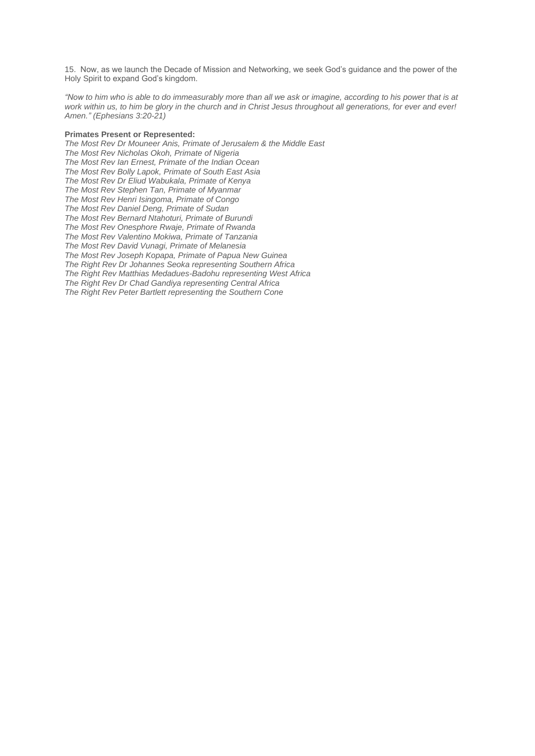15. Now, as we launch the Decade of Mission and Networking, we seek God's guidance and the power of the Holy Spirit to expand God's kingdom.

*"Now to him who is able to do immeasurably more than all we ask or imagine, according to his power that is at work within us, to him be glory in the church and in Christ Jesus throughout all generations, for ever and ever! Amen." (Ephesians 3:20-21)*

**Primates Present or Represented:**

*The Most Rev Dr Mouneer Anis, Primate of Jerusalem & the Middle East*
*The Most Rev Nicholas Okoh, Primate of Nigeria*
*The Most Rev Ian Ernest, Primate of the Indian Ocean*
*The Most Rev Bolly Lapok, Primate of South East Asia*
*The Most Rev Dr Eliud Wabukala, Primate of Kenya*
*The Most Rev Stephen Tan, Primate of Myanmar*
*The Most Rev Henri Isingoma, Primate of Congo*
*The Most Rev Daniel Deng, Primate of Sudan*
*The Most Rev Bernard Ntahoturi, Primate of Burundi*
*The Most Rev Onesphore Rwaje, Primate of Rwanda*
*The Most Rev Valentino Mokiwa, Primate of Tanzania*
*The Most Rev David Vunagi, Primate of Melanesia*
*The Most Rev Joseph Kopapa, Primate of Papua New Guinea*
*The Right Rev Dr Johannes Seoka representing Southern Africa*
*The Right Rev Matthias Medadues-Badohu representing West Africa*
*The Right Rev Dr Chad Gandiya representing Central Africa*
*The Right Rev Peter Bartlett representing the Southern Cone*